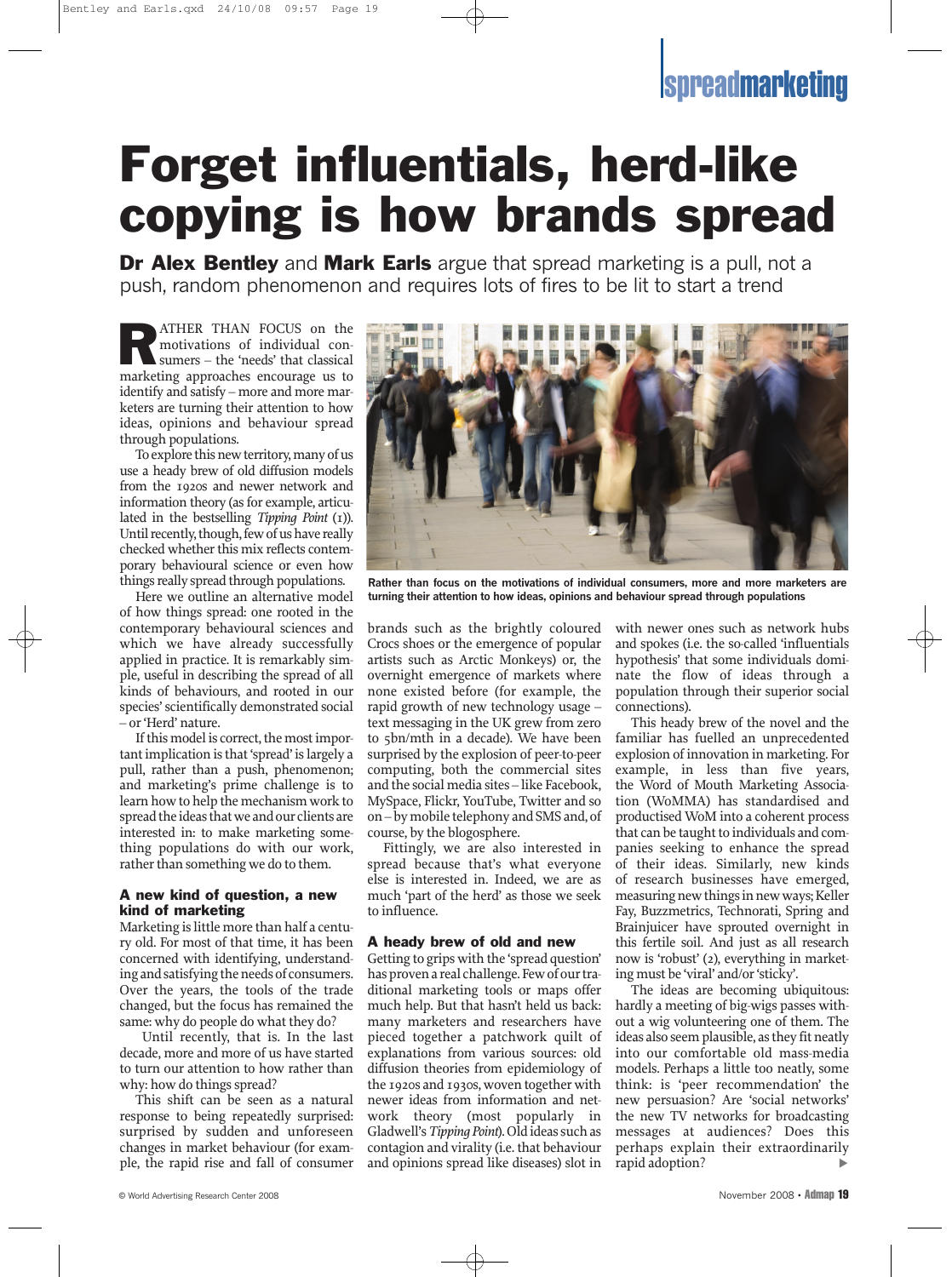spreadmarketing

# Forget influentials, herd-like copying is how brands spread

**Dr Alex Bentley** and **Mark Earls** argue that spread marketing is a pull, not a push, random phenomenon and requires lots of fires to be lit to start a trend

RATHER THAN FOCUS on the motivations of individual consumers – the 'needs' that classical marketing approaches encourage us to identify and satisfy – more and more marketers are turning their attention to how ideas, opinions and behaviour spread through populations.

To explore this new territory, many of us use a heady brew of old diffusion models from the 1920s and newer network and information theory (as for example, articulated in the bestselling *Tipping Point* (1)). Until recently, though, few of us have really checked whether this mix reflects contemporary behavioural science or even how things really spread through populations.

Here we outline an alternative model of how things spread: one rooted in the contemporary behavioural sciences and which we have already successfully applied in practice. It is remarkably simple, useful in describing the spread of all kinds of behaviours, and rooted in our species' scientifically demonstrated social – or 'Herd' nature.

If this model is correct, the most important implication is that 'spread' is largely a pull, rather than a push, phenomenon; and marketing's prime challenge is to learn how to help the mechanism work to spread the ideas that we and our clients are interested in: to make marketing something populations do with our work, rather than something we do to them.

Rather than focus on the motivations of individual consumers, more and more marketers are turning their attention to how ideas, opinions and behaviour spread through populations

### A new kind of question, a new kind of marketing

Marketing is little more than half a century old. For most of that time, it has been concerned with identifying, understanding and satisfying the needs of consumers. Over the years, the tools of the trade changed, but the focus has remained the same: why do people do what they do?

Until recently, that is. In the last decade, more and more of us have started to turn our attention to how rather than why: how do things spread?

This shift can be seen as a natural response to being repeatedly surprised: surprised by sudden and unforeseen changes in market behaviour (for example, the rapid rise and fall of consumer brands such as the brightly coloured Crocs shoes or the emergence of popular artists such as Arctic Monkeys) or, the overnight emergence of markets where none existed before (for example, the rapid growth of new technology usage – text messaging in the UK grew from zero to 5bn/mth in a decade). We have been surprised by the explosion of peer-to-peer computing, both the commercial sites and the social media sites – like Facebook, MySpace, Flickr, YouTube, Twitter and so on – by mobile telephony and SMS and, of course, by the blogosphere.

Fittingly, we are also interested in spread because that's what everyone else is interested in. Indeed, we are as much 'part of the herd' as those we seek to influence.

### A heady brew of old and new

Getting to grips with the 'spread question' has proven a real challenge. Few of our traditional marketing tools or maps offer much help. But that hasn't held us back: many marketers and researchers have pieced together a patchwork quilt of explanations from various sources: old diffusion theories from epidemiology of the 1920s and 1930s, woven together with newer ideas from information and network theory (most popularly in Gladwell's *Tipping Point*). Old ideas such as contagion and virality (i.e. that behaviour and opinions spread like diseases) slot in with newer ones such as network hubs and spokes (i.e. the so-called 'influentials hypothesis' that some individuals dominate the flow of ideas through a population through their superior social connections).

This heady brew of the novel and the familiar has fuelled an unprecedented explosion of innovation in marketing. For example, in less than five years, the Word of Mouth Marketing Association (WoMMA) has standardised and productised WoM into a coherent process that can be taught to individuals and companies seeking to enhance the spread of their ideas. Similarly, new kinds of research businesses have emerged, measuring new things in new ways; Keller Fay, Buzzmetrics, Technorati, Spring and Brainjuicer have sprouted overnight in this fertile soil. And just as all research now is 'robust' (2), everything in marketing must be 'viral' and/or 'sticky'.

The ideas are becoming ubiquitous: hardly a meeting of big-wigs passes without a wig volunteering one of them. The ideas also seem plausible, as they fit neatly into our comfortable old mass-media models. Perhaps a little too neatly, some think: is 'peer recommendation' the new persuasion? Are 'social networks' the new TV networks for broadcasting messages at audiences? Does this perhaps explain their extraordinarily rapid adoption?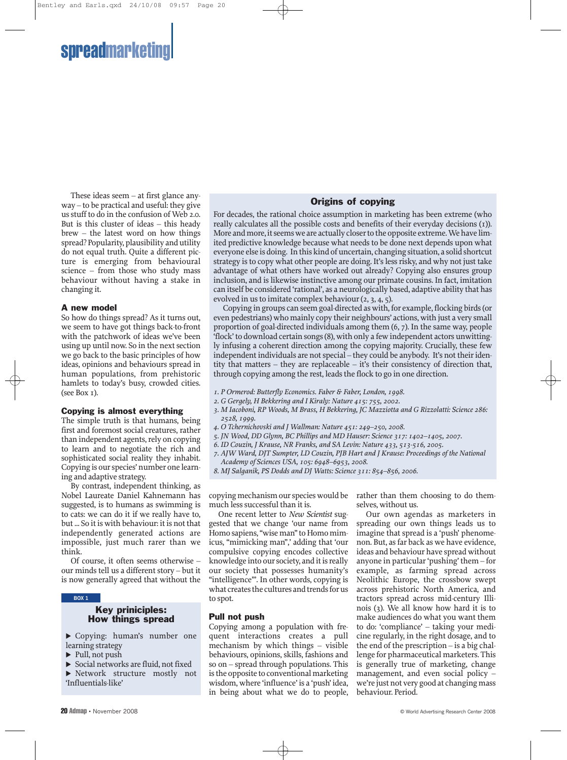These ideas seem – at first glance anyway – to be practical and useful: they give us stuff to do in the confusion of Web 2.0. But is this cluster of ideas – this heady brew – the latest word on how things spread? Popularity, plausibility and utility do not equal truth. Quite a different picture is emerging from behavioural science – from those who study mass behaviour without having a stake in changing it.

### A new model

So how do things spread? As it turns out, we seem to have got things back-to-front with the patchwork of ideas we've been using up until now. So in the next section we go back to the basic principles of how ideas, opinions and behaviours spread in human populations, from prehistoric hamlets to today's busy, crowded cities. (see Box 1).

### Copying is almost everything

The simple truth is that humans, being first and foremost social creatures, rather than independent agents, rely on copying to learn and to negotiate the rich and sophisticated social reality they inhabit. Copying is our species' number one learning and adaptive strategy.

By contrast, independent thinking, as Nobel Laureate Daniel Kahnemann has suggested, is to humans as swimming is to cats: we can do it if we really have to, but ... So it is with behaviour: it is not that independently generated actions are impossible, just much rarer than we think.

Of course, it often seems otherwise – our minds tell us a different story – but it is now generally agreed that without the copying mechanism our species would be much less successful than it is.

One recent letter to *New Scientist* suggested that we change 'our name from Homo sapiens, "wise man" to Homo mimicus, "mimicking man",' adding that 'our compulsive copying encodes collective knowledge into our society, and it is really our society that possesses humanity's "intelligence"'. In other words, copying is what creates the cultures and trends for us to spot.

### Pull not push

Copying among a population with frequent interactions creates a pull mechanism by which things – visible behaviours, opinions, skills, fashions and so on – spread through populations. This is the opposite to conventional marketing wisdom, where 'influence' is a 'push' idea, in being about what we do to people, rather than them choosing to do them-selves, without us.

Our own agendas as marketers in spreading our own things leads us to imagine that spread is a 'push' phenomenon. But, as far back as we have evidence, ideas and behaviour have spread without anyone in particular 'pushing' them – for example, as farming spread across Neolithic Europe, the crossbow swept across prehistoric North America, and tractors spread across mid-century Illinois (3). We all know how hard it is to make audiences do what you want them to do: 'compliance' – taking your medicine regularly, in the right dosage, and to the end of the prescription – is a big challenge for pharmaceutical marketers. This is generally true of marketing, change management, and even social policy – we're just not very good at changing mass behaviour. Period.

---

#### BOX 1

### Key priniciples: How things spread

- Copying: human's number one learning strategy
- Pull, not push
- Social networks are fluid, not fixed
- Network structure mostly not 'Influentials-like'

---

### Origins of copying

For decades, the rational choice assumption in marketing has been extreme (who really calculates all the possible costs and benefits of their everyday decisions (1)). More and more, it seems we are actually closer to the opposite extreme. We have limited predictive knowledge because what needs to be done next depends upon what everyone else is doing. In this kind of uncertain, changing situation, a solid shortcut strategy is to copy what other people are doing. It's less risky, and why not just take advantage of what others have worked out already? Copying also ensures group inclusion, and is likewise instinctive among our primate cousins. In fact, imitation can itself be considered 'rational', as a neurologically based, adaptive ability that has evolved in us to imitate complex behaviour (2, 3, 4, 5).

Copying in groups can seem goal-directed as with, for example, flocking birds (or even pedestrians) who mainly copy their neighbours' actions, with just a very small proportion of goal-directed individuals among them (6, 7). In the same way, people 'flock' to download certain songs (8), with only a few independent actors unwittingly infusing a coherent direction among the copying majority. Crucially, these few independent individuals are not special – they could be anybody. It's not their identity that matters – they are replaceable – it's their consistency of direction that, through copying among the rest, leads the flock to go in one direction.

1. *P Ormerod: Butterfly Economics. Faber & Faber, London, 1998.*
2. *G Gergely, H Bekkering and I Kiraly: Nature 415: 755, 2002.*
3. *M Iacoboni, RP Woods, M Brass, H Bekkering, JC Mazziotta and G Rizzolatti: Science 286: 2528, 1999.*
4. *O Tchernichovski and J Wallman: Nature 451: 249–250, 2008.*
5. *JN Wood, DD Glynn, BC Phillips and MD Hauser: Science 317: 1402–1405, 2007.*
6. *ID Couzin, J Krause, NR Franks, and SA Levin: Nature 433, 513-516, 2005.*
7. *AJW Ward, DJT Sumpter, LD Couzin, PJB Hart and J Krause: Proceedings of the National Academy of Sciences USA, 105: 6948–6953, 2008.*
8. *MJ Salganik, PS Dodds and DJ Watts: Science 311: 854–856, 2006.*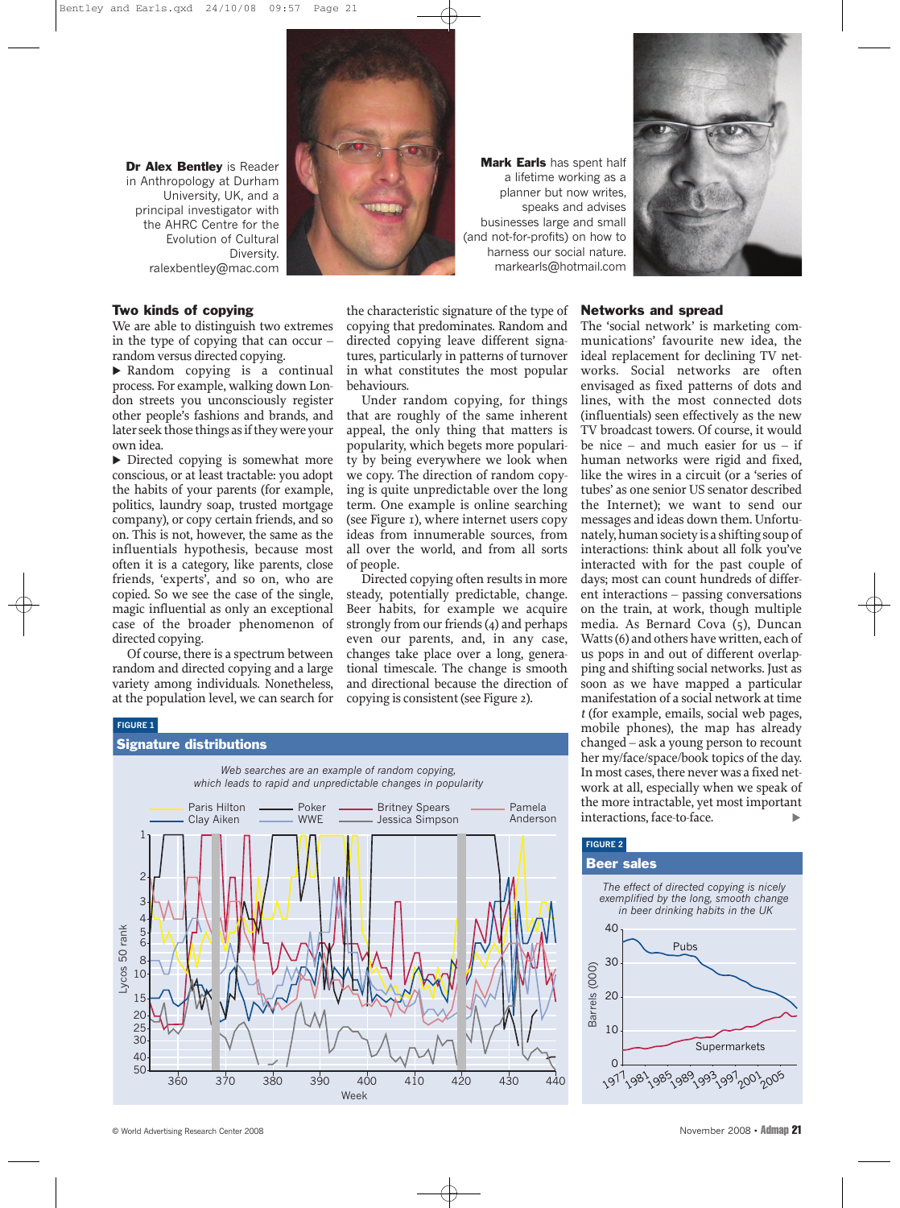**Dr Alex Bentley** is Reader in Anthropology at Durham University, UK, and a principal investigator with the AHRC Centre for the Evolution of Cultural Diversity. ralexbentley@mac.com

**Mark Earls** has spent half a lifetime working as a planner but now writes, speaks and advises businesses large and small (and not-for-profits) on how to harness our social nature. markearls@hotmail.com

## Two kinds of copying

We are able to distinguish two extremes in the type of copying that can occur – random versus directed copying.

- Random copying is a continual process. For example, walking down London streets you unconsciously register other people's fashions and brands, and later seek those things as if they were your own idea.
- Directed copying is somewhat more conscious, or at least tractable: you adopt the habits of your parents (for example, politics, laundry soap, trusted mortgage company), or copy certain friends, and so on. This is not, however, the same as the influentials hypothesis, because most often it is a category, like parents, close friends, 'experts', and so on, who are copied. So we see the case of the single, magic influential as only an exceptional case of the broader phenomenon of directed copying.

Of course, there is a spectrum between random and directed copying and a large variety among individuals. Nonetheless, at the population level, we can search for the characteristic signature of the type of copying that predominates. Random and directed copying leave different signatures, particularly in patterns of turnover in what constitutes the most popular behaviours.

Under random copying, for things that are roughly of the same inherent appeal, the only thing that matters is popularity, which begets more popularity by being everywhere we look when we copy. The direction of random copying is quite unpredictable over the long term. One example is online searching (see Figure 1), where internet users copy ideas from innumerable sources, from all over the world, and from all sorts of people.

Directed copying often results in more steady, potentially predictable, change. Beer habits, for example we acquire strongly from our friends (4) and perhaps even our parents, and, in any case, changes take place over a long, generational timescale. The change is smooth and directional because the direction of copying is consistent (see Figure 2).

FIGURE 1

**Signature distributions**

*Web searches are an example of random copying, which leads to rapid and unpredictable changes in popularity*

## Networks and spread

The 'social network' is marketing communications' favourite new idea, the ideal replacement for declining TV networks. Social networks are often envisaged as fixed patterns of dots and lines, with the most connected dots (influentials) seen effectively as the new TV broadcast towers. Of course, it would be nice – and much easier for us – if human networks were rigid and fixed, like the wires in a circuit (or a 'series of tubes' as one senior US senator described the Internet); we want to send our messages and ideas down them. Unfortunately, human society is a shifting soup of interactions: think about all folk you've interacted with for the past couple of days; most can count hundreds of different interactions – passing conversations on the train, at work, though multiple media. As Bernard Cova (5), Duncan Watts (6) and others have written, each of us pops in and out of different overlapping and shifting social networks. Just as soon as we have mapped a particular manifestation of a social network at time *t* (for example, emails, social web pages, mobile phones), the map has already changed – ask a young person to recount her my/face/space/book topics of the day. In most cases, there never was a fixed network at all, especially when we speak of the more intractable, yet most important interactions, face-to-face.

FIGURE 2

**Beer sales**

*The effect of directed copying is nicely exemplified by the long, smooth change in beer drinking habits in the UK*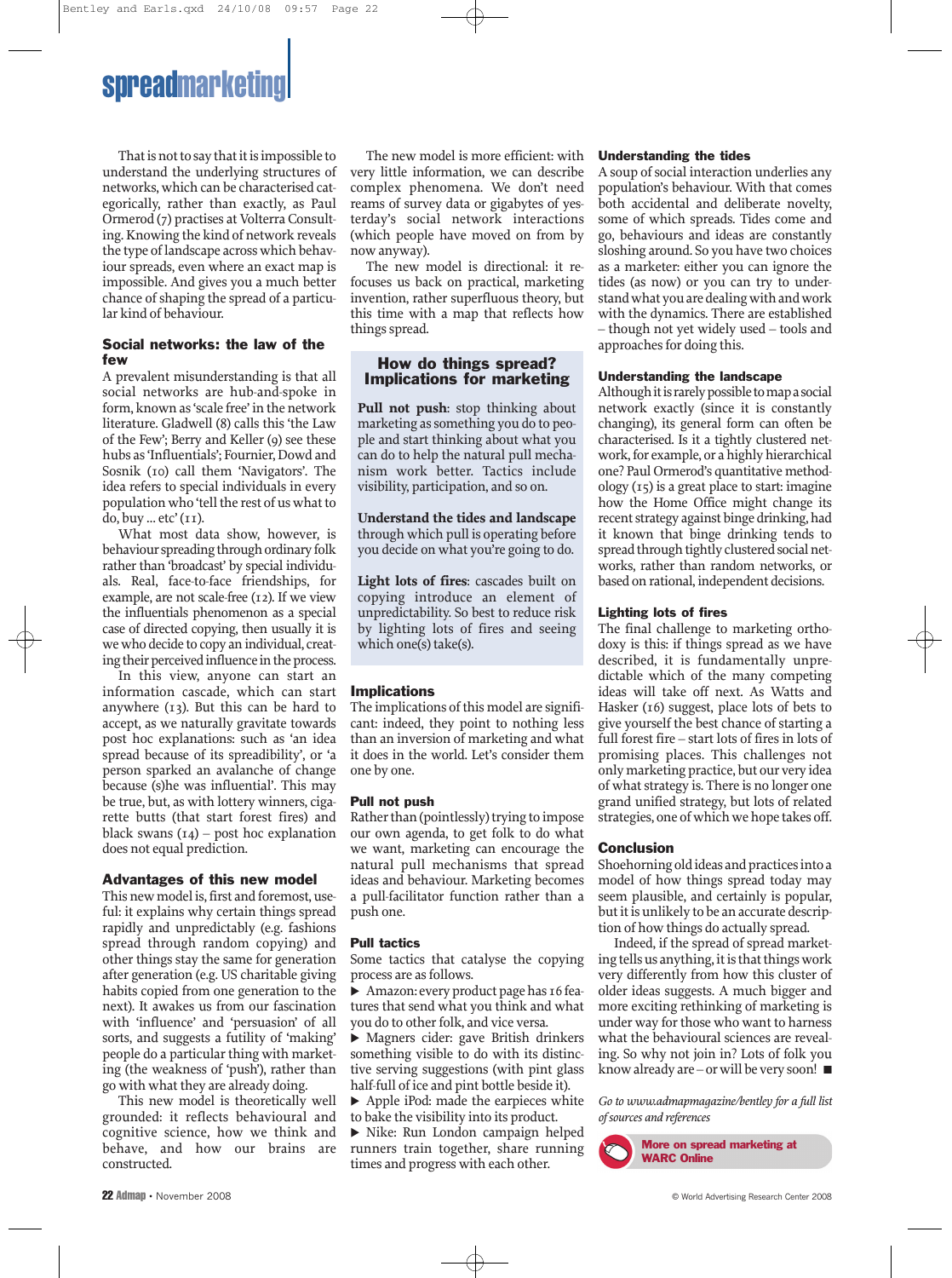That is not to say that it is impossible to understand the underlying structures of networks, which can be characterised categorically, rather than exactly, as Paul Ormerod (7) practises at Volterra Consulting. Knowing the kind of network reveals the type of landscape across which behaviour spreads, even where an exact map is impossible. And gives you a much better chance of shaping the spread of a particular kind of behaviour.

## Social networks: the law of the few

A prevalent misunderstanding is that all social networks are hub-and-spoke in form, known as 'scale free' in the network literature. Gladwell (8) calls this 'the Law of the Few'; Berry and Keller (9) see these hubs as 'Influentials'; Fournier, Dowd and Sosnik (10) call them 'Navigators'. The idea refers to special individuals in every population who 'tell the rest of us what to do, buy … etc' (11).

What most data show, however, is behaviour spreading through ordinary folk rather than 'broadcast' by special individuals. Real, face-to-face friendships, for example, are not scale-free (12). If we view the influentials phenomenon as a special case of directed copying, then usually it is we who decide to copy an individual, creating their perceived influence in the process.

In this view, anyone can start an information cascade, which can start anywhere (13). But this can be hard to accept, as we naturally gravitate towards post hoc explanations: such as 'an idea spread because of its spreadibility', or 'a person sparked an avalanche of change because (s)he was influential'. This may be true, but, as with lottery winners, cigarette butts (that start forest fires) and black swans (14) – post hoc explanation does not equal prediction.

## Advantages of this new model

This new model is, first and foremost, useful: it explains why certain things spread rapidly and unpredictably (e.g. fashions spread through random copying) and other things stay the same for generation after generation (e.g. US charitable giving habits copied from one generation to the next). It awakes us from our fascination with 'influence' and 'persuasion' of all sorts, and suggests a futility of 'making' people do a particular thing with marketing (the weakness of 'push'), rather than go with what they are already doing.

This new model is theoretically well grounded: it reflects behavioural and cognitive science, how we think and behave, and how our brains are constructed.

The new model is more efficient: with very little information, we can describe complex phenomena. We don't need reams of survey data or gigabytes of yesterday's social network interactions (which people have moved on from by now anyway).

The new model is directional: it refocuses us back on practical, marketing invention, rather superfluous theory, but this time with a map that reflects how things spread.

### How do things spread? Implications for marketing

**Pull not push**: stop thinking about marketing as something you do to people and start thinking about what you can do to help the natural pull mechanism work better. Tactics include visibility, participation, and so on.

**Understand the tides and landscape** through which pull is operating before you decide on what you're going to do.

**Light lots of fires**: cascades built on copying introduce an element of unpredictability. So best to reduce risk by lighting lots of fires and seeing which one(s) take(s).

## Implications

The implications of this model are significant: indeed, they point to nothing less than an inversion of marketing and what it does in the world. Let's consider them one by one.

### Pull not push

Rather than (pointlessly) trying to impose our own agenda, to get folk to do what we want, marketing can encourage the natural pull mechanisms that spread ideas and behaviour. Marketing becomes a pull-facilitator function rather than a push one.

### Pull tactics

Some tactics that catalyse the copying process are as follows.

- ▶ Amazon: every product page has 16 features that spread what you think and what you do to other folk, and vice versa.
- ▶ Magners cider: gave British drinkers something visible to do with its distinctive serving suggestions (with pint glass half-full of ice and pint bottle beside it).
- ▶ Apple iPod: made the earpieces white to bake the visibility into its product.
- ▶ Nike: Run London campaign helped runners train together, share running times and progress with each other.

### Understanding the tides

A soup of social interaction underlies any population's behaviour. With that comes both accidental and deliberate novelty, some of which spreads. Tides come and go, behaviours and ideas are constantly sloshing around. So you have two choices as a marketer: either you can ignore the tides (as now) or you can try to understand what you are dealing with and work with the dynamics. There are established – though not yet widely used – tools and approaches for doing this.

### Understanding the landscape

Although it is rarely possible to map a social network exactly (since it is constantly changing), its general form can often be characterised. Is it a tightly clustered network, for example, or a highly hierarchical one? Paul Ormerod's quantitative methodology (15) is a great place to start: imagine how the Home Office might change its recent strategy against binge drinking, had it known that binge drinking tends to spread through tightly clustered social networks, rather than random networks, or based on rational, independent decisions.

### Lighting lots of fires

The final challenge to marketing orthodoxy is this: if things spread as we have described, it is fundamentally unpredictable which of the many competing ideas will take off next. As Watts and Hasker (16) suggest, place lots of bets to give yourself the best chance of starting a full forest fire – start lots of fires in lots of promising places. This challenges not only marketing practice, but our very idea of what strategy is. There is no longer one grand unified strategy, but lots of related strategies, one of which we hope takes off.

## Conclusion

Shoehorning old ideas and practices into a model of how things spread today may seem plausible, and certainly is popular, but it is unlikely to be an accurate description of how things do actually spread.

Indeed, if the spread of spread marketing tells us anything, it is that things work very differently from how this cluster of older ideas suggests. A much bigger and more exciting rethinking of marketing is under way for those who want to harness what the behavioural sciences are revealing. So why not join in? Lots of folk you know already are – or will be very soon! ■

*Go to www.admapmagazine/bentley for a full list of sources and references*

**More on spread marketing at WARC Online**